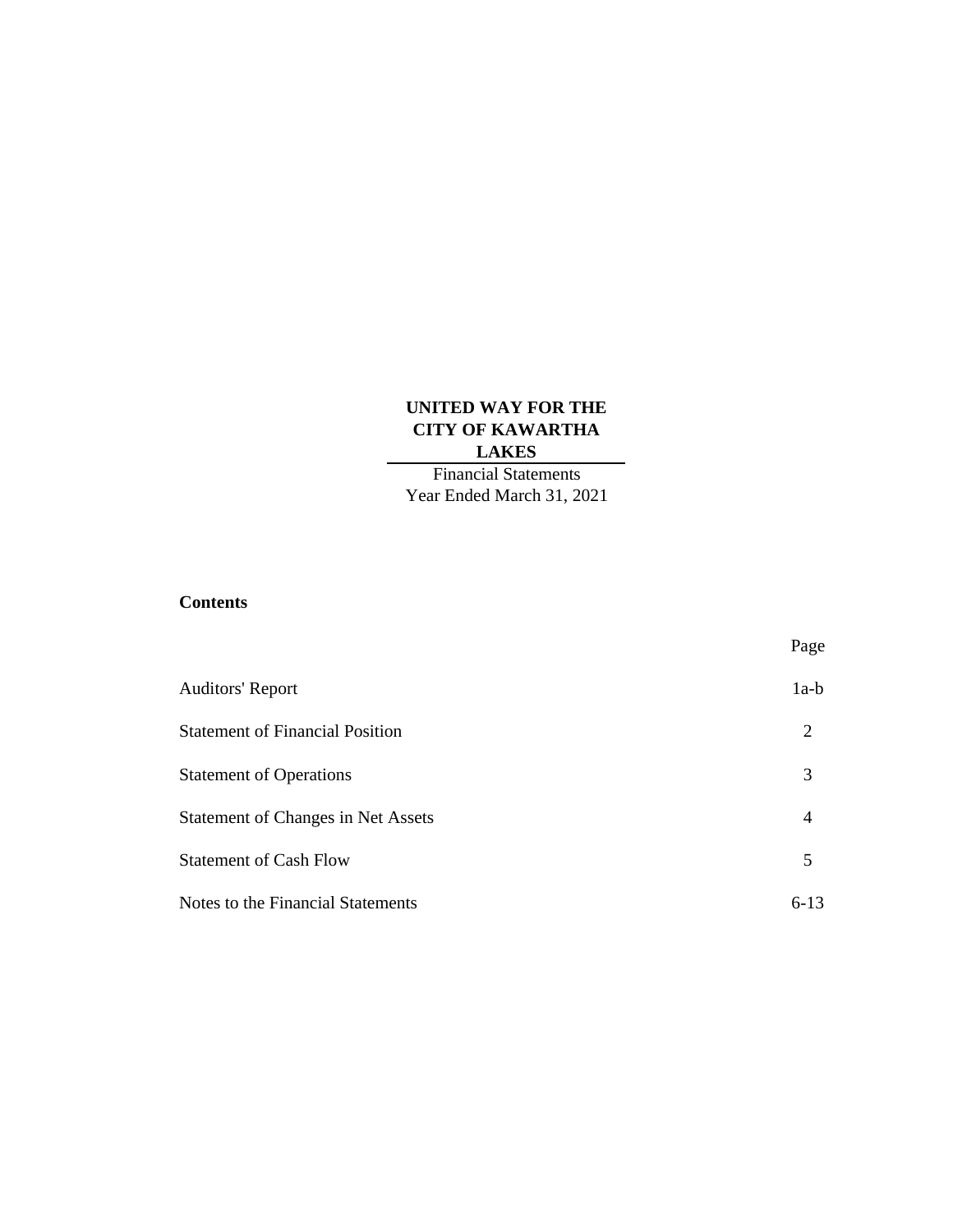# UNITED WAY FOR THE CITY OF KAWARTHA LAKES

Financial Statements
Year Ended March 31, 2021

## Contents

| | Page |
|---|---|
| Auditors' Report | 1a-b |
| Statement of Financial Position | 2 |
| Statement of Operations | 3 |
| Statement of Changes in Net Assets | 4 |
| Statement of Cash Flow | 5 |
| Notes to the Financial Statements | 6-13 |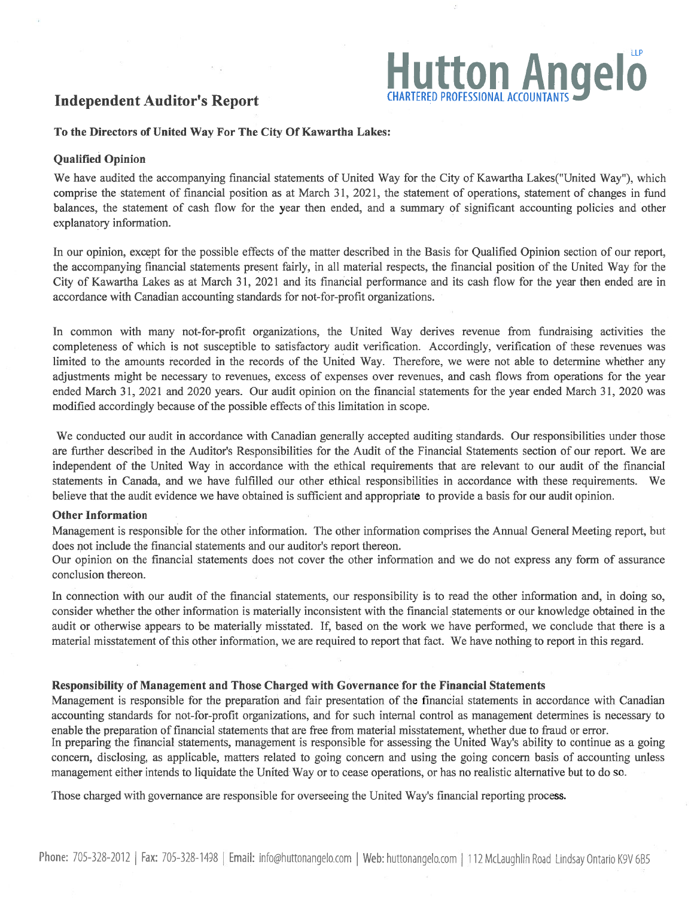Hutton Angelo LLP
CHARTERED PROFESSIONAL ACCOUNTANTS

# Independent Auditor's Report

**To the Directors of United Way For The City Of Kawartha Lakes:**

### Qualified Opinion

We have audited the accompanying financial statements of United Way for the City of Kawartha Lakes("United Way"), which comprise the statement of financial position as at March 31, 2021, the statement of operations, statement of changes in fund balances, the statement of cash flow for the year then ended, and a summary of significant accounting policies and other explanatory information.

In our opinion, except for the possible effects of the matter described in the Basis for Qualified Opinion section of our report, the accompanying financial statements present fairly, in all material respects, the financial position of the United Way for the City of Kawartha Lakes as at March 31, 2021 and its financial performance and its cash flow for the year then ended are in accordance with Canadian accounting standards for not-for-profit organizations.

In common with many not-for-profit organizations, the United Way derives revenue from fundraising activities the completeness of which is not susceptible to satisfactory audit verification. Accordingly, verification of these revenues was limited to the amounts recorded in the records of the United Way. Therefore, we were not able to determine whether any adjustments might be necessary to revenues, excess of expenses over revenues, and cash flows from operations for the year ended March 31, 2021 and 2020 years. Our audit opinion on the financial statements for the year ended March 31, 2020 was modified accordingly because of the possible effects of this limitation in scope.

We conducted our audit in accordance with Canadian generally accepted auditing standards. Our responsibilities under those are further described in the Auditor's Responsibilities for the Audit of the Financial Statements section of our report. We are independent of the United Way in accordance with the ethical requirements that are relevant to our audit of the financial statements in Canada, and we have fulfilled our other ethical responsibilities in accordance with these requirements. We believe that the audit evidence we have obtained is sufficient and appropriate to provide a basis for our audit opinion.

### Other Information

Management is responsible for the other information. The other information comprises the Annual General Meeting report, but does not include the financial statements and our auditor's report thereon.

Our opinion on the financial statements does not cover the other information and we do not express any form of assurance conclusion thereon.

In connection with our audit of the financial statements, our responsibility is to read the other information and, in doing so, consider whether the other information is materially inconsistent with the financial statements or our knowledge obtained in the audit or otherwise appears to be materially misstated. If, based on the work we have performed, we conclude that there is a material misstatement of this other information, we are required to report that fact. We have nothing to report in this regard.

### Responsibility of Management and Those Charged with Governance for the Financial Statements

Management is responsible for the preparation and fair presentation of the financial statements in accordance with Canadian accounting standards for not-for-profit organizations, and for such internal control as management determines is necessary to enable the preparation of financial statements that are free from material misstatement, whether due to fraud or error.

In preparing the financial statements, management is responsible for assessing the United Way's ability to continue as a going concern, disclosing, as applicable, matters related to going concern and using the going concern basis of accounting unless management either intends to liquidate the United Way or to cease operations, or has no realistic alternative but to do so.

Those charged with governance are responsible for overseeing the United Way's financial reporting process.

Phone: 705-328-2012 | Fax: 705-328-1498 | Email: info@huttonangelo.com | Web: huttonangelo.com | 112 McLaughlin Road Lindsay Ontario K9V 6B5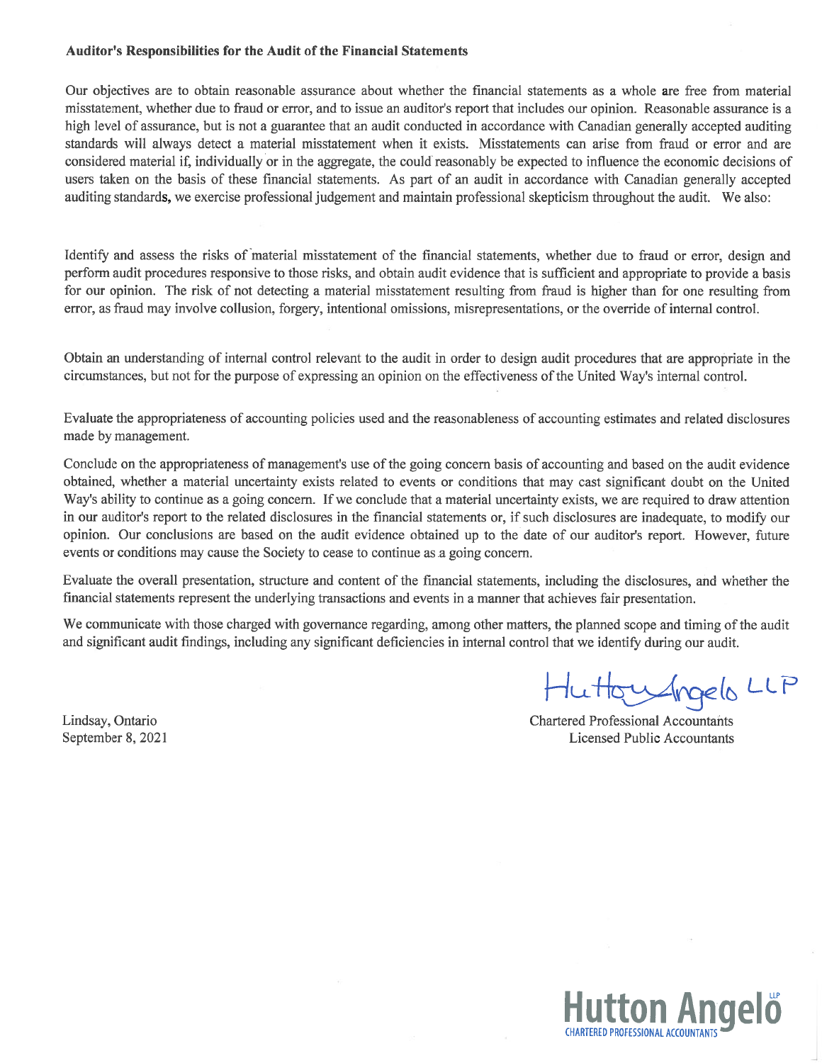**Auditor's Responsibilities for the Audit of the Financial Statements**

Our objectives are to obtain reasonable assurance about whether the financial statements as a whole are free from material misstatement, whether due to fraud or error, and to issue an auditor's report that includes our opinion. Reasonable assurance is a high level of assurance, but is not a guarantee that an audit conducted in accordance with Canadian generally accepted auditing standards will always detect a material misstatement when it exists. Misstatements can arise from fraud or error and are considered material if, individually or in the aggregate, the could reasonably be expected to influence the economic decisions of users taken on the basis of these financial statements. As part of an audit in accordance with Canadian generally accepted auditing standards, we exercise professional judgement and maintain professional skepticism throughout the audit. We also:

Identify and assess the risks of material misstatement of the financial statements, whether due to fraud or error, design and perform audit procedures responsive to those risks, and obtain audit evidence that is sufficient and appropriate to provide a basis for our opinion. The risk of not detecting a material misstatement resulting from fraud is higher than for one resulting from error, as fraud may involve collusion, forgery, intentional omissions, misrepresentations, or the override of internal control.

Obtain an understanding of internal control relevant to the audit in order to design audit procedures that are appropriate in the circumstances, but not for the purpose of expressing an opinion on the effectiveness of the United Way's internal control.

Evaluate the appropriateness of accounting policies used and the reasonableness of accounting estimates and related disclosures made by management.

Conclude on the appropriateness of management's use of the going concern basis of accounting and based on the audit evidence obtained, whether a material uncertainty exists related to events or conditions that may cast significant doubt on the United Way's ability to continue as a going concern. If we conclude that a material uncertainty exists, we are required to draw attention in our auditor's report to the related disclosures in the financial statements or, if such disclosures are inadequate, to modify our opinion. Our conclusions are based on the audit evidence obtained up to the date of our auditor's report. However, future events or conditions may cause the Society to cease to continue as a going concern.

Evaluate the overall presentation, structure and content of the financial statements, including the disclosures, and whether the financial statements represent the underlying transactions and events in a manner that achieves fair presentation.

We communicate with those charged with governance regarding, among other matters, the planned scope and timing of the audit and significant audit findings, including any significant deficiencies in internal control that we identify during our audit.

Hutton Angelo LLP

Chartered Professional Accountants
Licensed Public Accountants

Lindsay, Ontario
September 8, 2021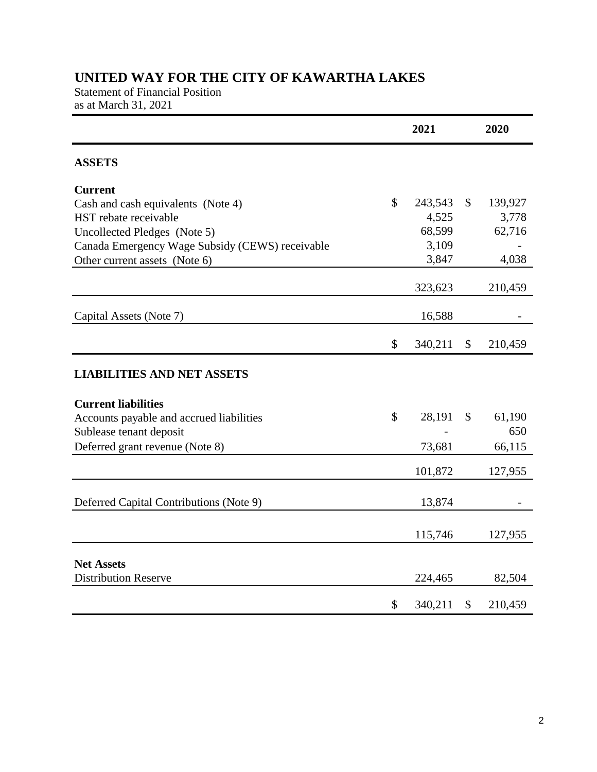# UNITED WAY FOR THE CITY OF KAWARTHA LAKES

Statement of Financial Position
as at March 31, 2021

| | 2021 | 2020 |
|---|---|---|
| **ASSETS** | | |
| **Current** | | |
| Cash and cash equivalents (Note 4) | $ 243,543 | $ 139,927 |
| HST rebate receivable | 4,525 | 3,778 |
| Uncollected Pledges (Note 5) | 68,599 | 62,716 |
| Canada Emergency Wage Subsidy (CEWS) receivable | 3,109 | - |
| Other current assets (Note 6) | 3,847 | 4,038 |
| | 323,623 | 210,459 |
| Capital Assets (Note 7) | 16,588 | - |
| | $ 340,211 | $ 210,459 |
| **LIABILITIES AND NET ASSETS** | | |
| **Current liabilities** | | |
| Accounts payable and accrued liabilities | $ 28,191 | $ 61,190 |
| Sublease tenant deposit | - | 650 |
| Deferred grant revenue (Note 8) | 73,681 | 66,115 |
| | 101,872 | 127,955 |
| Deferred Capital Contributions (Note 9) | 13,874 | - |
| | 115,746 | 127,955 |
| **Net Assets** | | |
| Distribution Reserve | 224,465 | 82,504 |
| | $ 340,211 | $ 210,459 |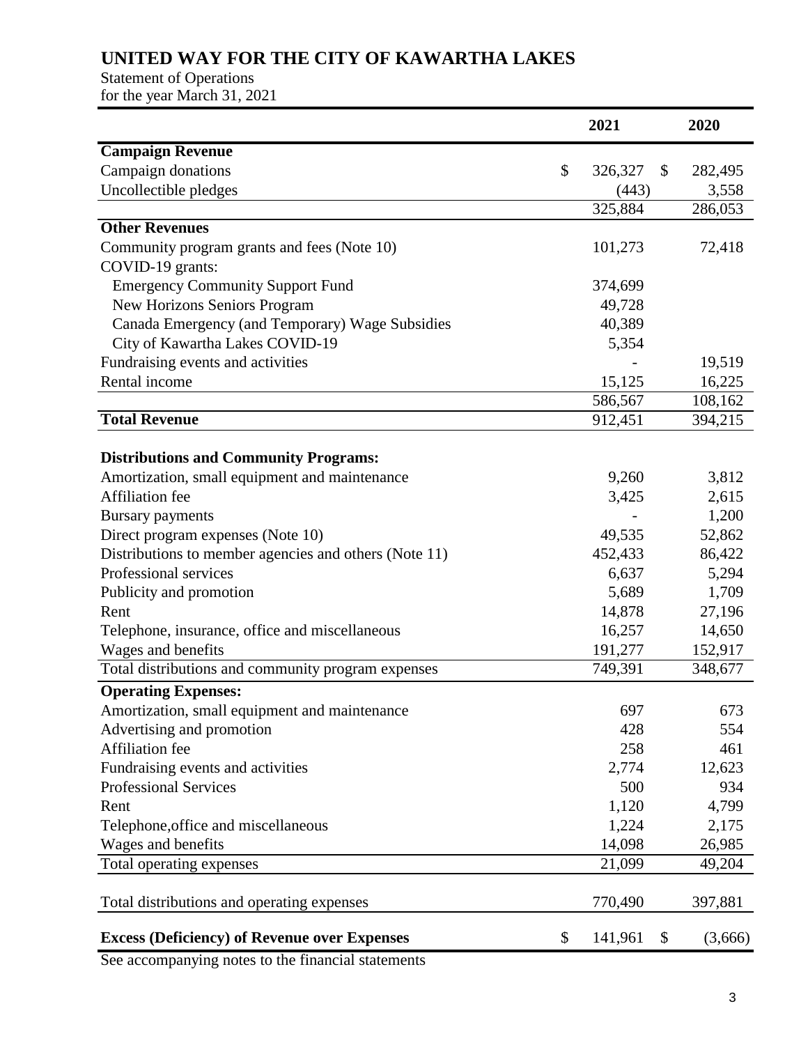# UNITED WAY FOR THE CITY OF KAWARTHA LAKES

Statement of Operations
for the year March 31, 2021

| | 2021 | 2020 |
|---|---|---|
| **Campaign Revenue** | | |
| Campaign donations | $ 326,327 | $ 282,495 |
| Uncollectible pledges | (443) | 3,558 |
| | 325,884 | 286,053 |
| **Other Revenues** | | |
| Community program grants and fees (Note 10) | 101,273 | 72,418 |
| COVID-19 grants: | | |
| Emergency Community Support Fund | 374,699 | |
| New Horizons Seniors Program | 49,728 | |
| Canada Emergency (and Temporary) Wage Subsidies | 40,389 | |
| City of Kawartha Lakes COVID-19 | 5,354 | |
| Fundraising events and activities | - | 19,519 |
| Rental income | 15,125 | 16,225 |
| | 586,567 | 108,162 |
| **Total Revenue** | 912,451 | 394,215 |
| | | |
| **Distributions and Community Programs:** | | |
| Amortization, small equipment and maintenance | 9,260 | 3,812 |
| Affiliation fee | 3,425 | 2,615 |
| Bursary payments | - | 1,200 |
| Direct program expenses (Note 10) | 49,535 | 52,862 |
| Distributions to member agencies and others (Note 11) | 452,433 | 86,422 |
| Professional services | 6,637 | 5,294 |
| Publicity and promotion | 5,689 | 1,709 |
| Rent | 14,878 | 27,196 |
| Telephone, insurance, office and miscellaneous | 16,257 | 14,650 |
| Wages and benefits | 191,277 | 152,917 |
| Total distributions and community program expenses | 749,391 | 348,677 |
| **Operating Expenses:** | | |
| Amortization, small equipment and maintenance | 697 | 673 |
| Advertising and promotion | 428 | 554 |
| Affiliation fee | 258 | 461 |
| Fundraising events and activities | 2,774 | 12,623 |
| Professional Services | 500 | 934 |
| Rent | 1,120 | 4,799 |
| Telephone,office and miscellaneous | 1,224 | 2,175 |
| Wages and benefits | 14,098 | 26,985 |
| Total operating expenses | 21,099 | 49,204 |
| | | |
| Total distributions and operating expenses | 770,490 | 397,881 |
| | | |
| **Excess (Deficiency) of Revenue over Expenses** | $ 141,961 | $ (3,666) |

See accompanying notes to the financial statements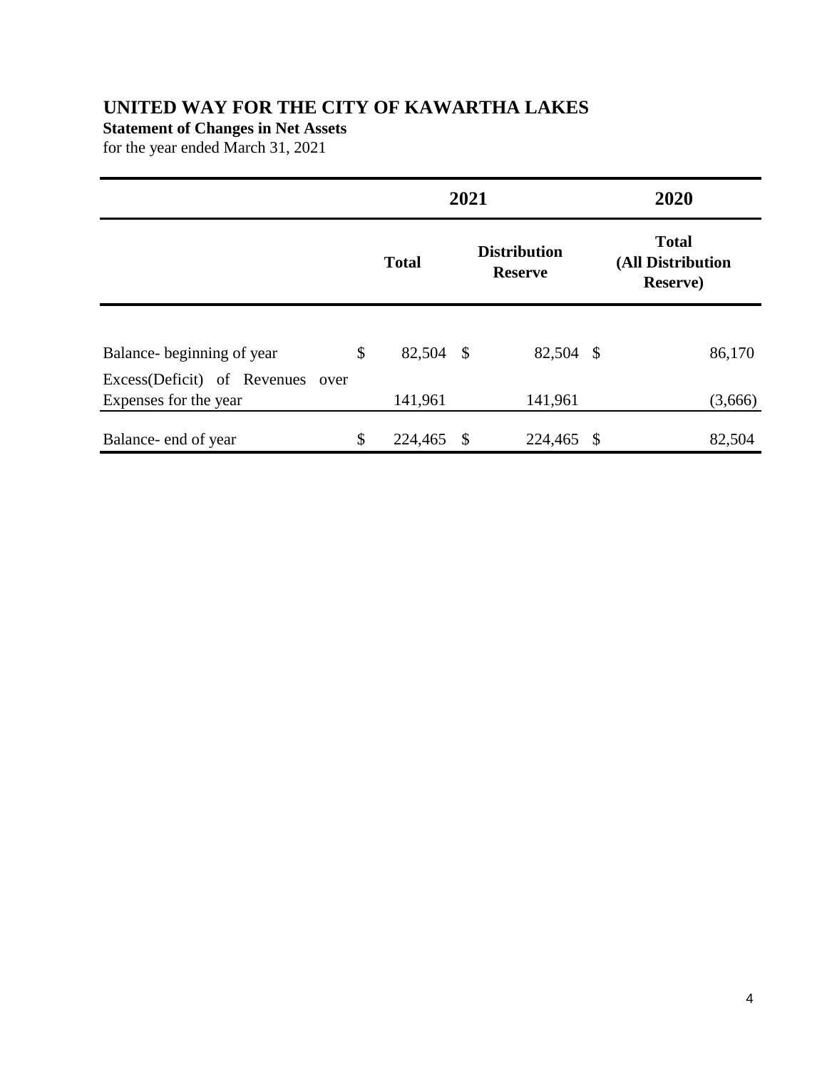# UNITED WAY FOR THE CITY OF KAWARTHA LAKES

**Statement of Changes in Net Assets**

for the year ended March 31, 2021

| | 2021 | | 2020 |
|---|---|---|---|
| | **Total** | **Distribution Reserve** | **Total (All Distribution Reserve)** |
| Balance- beginning of year | $ 82,504 | $ 82,504 | $ 86,170 |
| Excess(Deficit) of Revenues over Expenses for the year | 141,961 | 141,961 | (3,666) |
| Balance- end of year | $ 224,465 | $ 224,465 | $ 82,504 |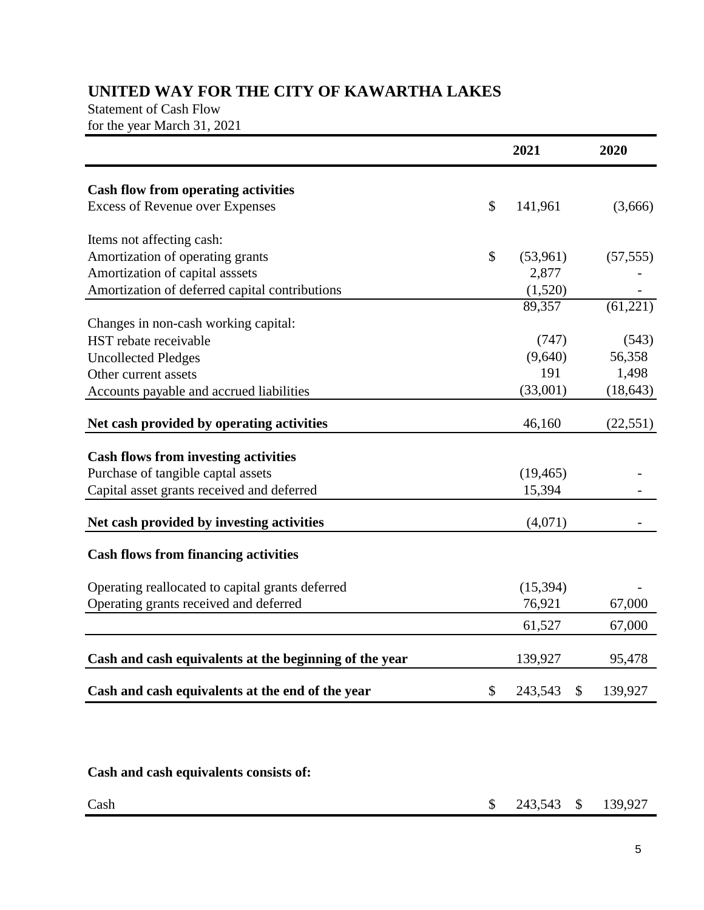# UNITED WAY FOR THE CITY OF KAWARTHA LAKES

Statement of Cash Flow
for the year March 31, 2021

| | | 2021 | | 2020 |
|---|---|---|---|---|
| **Cash flow from operating activities** | | | | |
| Excess of Revenue over Expenses | $ | 141,961 | | (3,666) |
| | | | | |
| Items not affecting cash: | | | | |
| Amortization of operating grants | $ | (53,961) | | (57,555) |
| Amortization of capital asssets | | 2,877 | | - |
| Amortization of deferred capital contributions | | (1,520) | | - |
| | | 89,357 | | (61,221) |
| Changes in non-cash working capital: | | | | |
| HST rebate receivable | | (747) | | (543) |
| Uncollected Pledges | | (9,640) | | 56,358 |
| Other current assets | | 191 | | 1,498 |
| Accounts payable and accrued liabilities | | (33,001) | | (18,643) |
| | | | | |
| **Net cash provided by operating activities** | | 46,160 | | (22,551) |
| | | | | |
| **Cash flows from investing activities** | | | | |
| Purchase of tangible captal assets | | (19,465) | | - |
| Capital asset grants received and deferred | | 15,394 | | - |
| | | | | |
| **Net cash provided by investing activities** | | (4,071) | | - |
| | | | | |
| **Cash flows from financing activities** | | | | |
| | | | | |
| Operating reallocated to capital grants deferred | | (15,394) | | - |
| Operating grants received and deferred | | 76,921 | | 67,000 |
| | | 61,527 | | 67,000 |
| | | | | |
| **Cash and cash equivalents at the beginning of the year** | | 139,927 | | 95,478 |
| | | | | |
| **Cash and cash equivalents at the end of the year** | $ | 243,543 | $ | 139,927 |

**Cash and cash equivalents consists of:**

| | | | | |
|---|---|---|---|---|
| Cash | $ | 243,543 | $ | 139,927 |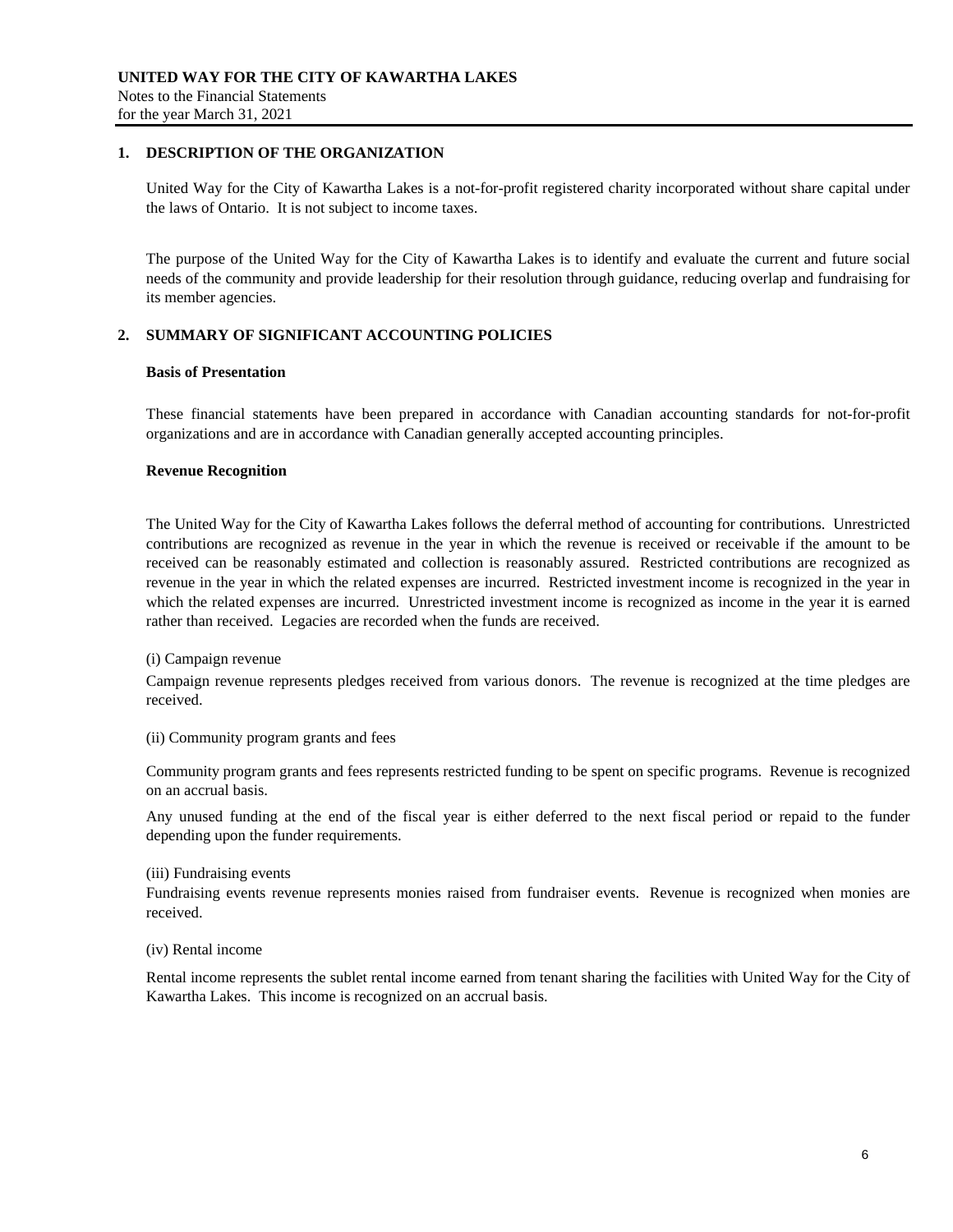**UNITED WAY FOR THE CITY OF KAWARTHA LAKES**
Notes to the Financial Statements
for the year March 31, 2021

## 1. DESCRIPTION OF THE ORGANIZATION

United Way for the City of Kawartha Lakes is a not-for-profit registered charity incorporated without share capital under the laws of Ontario. It is not subject to income taxes.

The purpose of the United Way for the City of Kawartha Lakes is to identify and evaluate the current and future social needs of the community and provide leadership for their resolution through guidance, reducing overlap and fundraising for its member agencies.

## 2. SUMMARY OF SIGNIFICANT ACCOUNTING POLICIES

**Basis of Presentation**

These financial statements have been prepared in accordance with Canadian accounting standards for not-for-profit organizations and are in accordance with Canadian generally accepted accounting principles.

**Revenue Recognition**

The United Way for the City of Kawartha Lakes follows the deferral method of accounting for contributions. Unrestricted contributions are recognized as revenue in the year in which the revenue is received or receivable if the amount to be received can be reasonably estimated and collection is reasonably assured. Restricted contributions are recognized as revenue in the year in which the related expenses are incurred. Restricted investment income is recognized in the year in which the related expenses are incurred. Unrestricted investment income is recognized as income in the year it is earned rather than received. Legacies are recorded when the funds are received.

(i) Campaign revenue

Campaign revenue represents pledges received from various donors. The revenue is recognized at the time pledges are received.

(ii) Community program grants and fees

Community program grants and fees represents restricted funding to be spent on specific programs. Revenue is recognized on an accrual basis.

Any unused funding at the end of the fiscal year is either deferred to the next fiscal period or repaid to the funder depending upon the funder requirements.

(iii) Fundraising events

Fundraising events revenue represents monies raised from fundraiser events. Revenue is recognized when monies are received.

(iv) Rental income

Rental income represents the sublet rental income earned from tenant sharing the facilities with United Way for the City of Kawartha Lakes. This income is recognized on an accrual basis.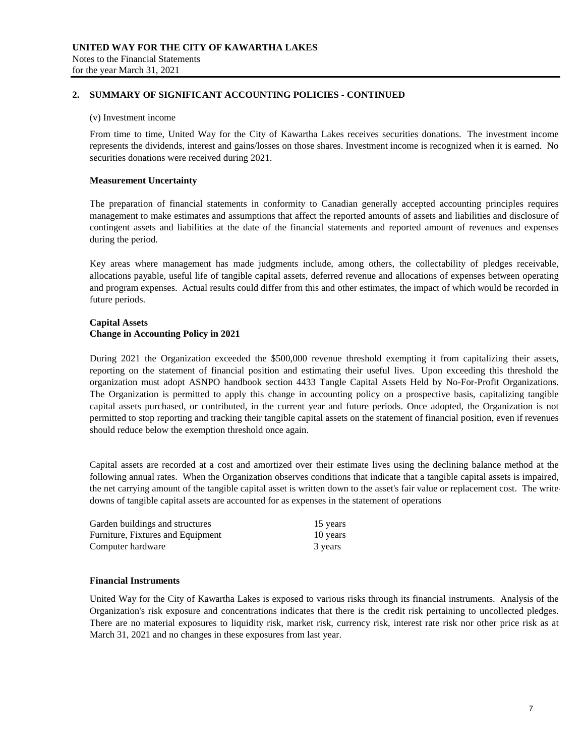**UNITED WAY FOR THE CITY OF KAWARTHA LAKES**
Notes to the Financial Statements
for the year March 31, 2021

## 2. SUMMARY OF SIGNIFICANT ACCOUNTING POLICIES - CONTINUED

(v) Investment income

From time to time, United Way for the City of Kawartha Lakes receives securities donations. The investment income represents the dividends, interest and gains/losses on those shares. Investment income is recognized when it is earned. No securities donations were received during 2021.

**Measurement Uncertainty**

The preparation of financial statements in conformity to Canadian generally accepted accounting principles requires management to make estimates and assumptions that affect the reported amounts of assets and liabilities and disclosure of contingent assets and liabilities at the date of the financial statements and reported amount of revenues and expenses during the period.

Key areas where management has made judgments include, among others, the collectability of pledges receivable, allocations payable, useful life of tangible capital assets, deferred revenue and allocations of expenses between operating and program expenses. Actual results could differ from this and other estimates, the impact of which would be recorded in future periods.

**Capital Assets**
**Change in Accounting Policy in 2021**

During 2021 the Organization exceeded the $500,000 revenue threshold exempting it from capitalizing their assets, reporting on the statement of financial position and estimating their useful lives. Upon exceeding this threshold the organization must adopt ASNPO handbook section 4433 Tangle Capital Assets Held by No-For-Profit Organizations. The Organization is permitted to apply this change in accounting policy on a prospective basis, capitalizing tangible capital assets purchased, or contributed, in the current year and future periods. Once adopted, the Organization is not permitted to stop reporting and tracking their tangible capital assets on the statement of financial position, even if revenues should reduce below the exemption threshold once again.

Capital assets are recorded at a cost and amortized over their estimate lives using the declining balance method at the following annual rates. When the Organization observes conditions that indicate that a tangible capital assets is impaired, the net carrying amount of the tangible capital asset is written down to the asset's fair value or replacement cost. The write-downs of tangible capital assets are accounted for as expenses in the statement of operations

| | |
|---|---|
| Garden buildings and structures | 15 years |
| Furniture, Fixtures and Equipment | 10 years |
| Computer hardware | 3 years |

**Financial Instruments**

United Way for the City of Kawartha Lakes is exposed to various risks through its financial instruments. Analysis of the Organization's risk exposure and concentrations indicates that there is the credit risk pertaining to uncollected pledges. There are no material exposures to liquidity risk, market risk, currency risk, interest rate risk nor other price risk as at March 31, 2021 and no changes in these exposures from last year.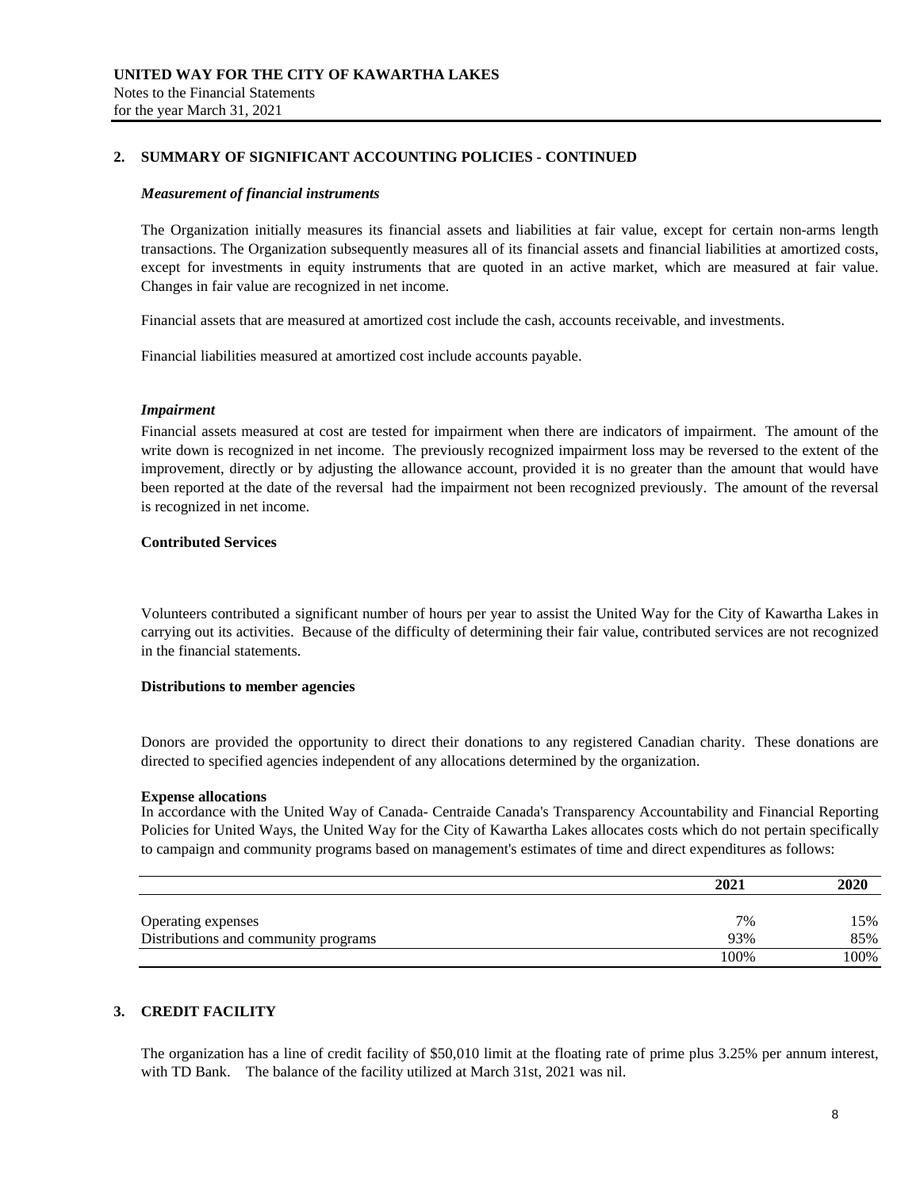**UNITED WAY FOR THE CITY OF KAWARTHA LAKES**
Notes to the Financial Statements
for the year March 31, 2021

## 2. SUMMARY OF SIGNIFICANT ACCOUNTING POLICIES - CONTINUED

***Measurement of financial instruments***

The Organization initially measures its financial assets and liabilities at fair value, except for certain non-arms length transactions. The Organization subsequently measures all of its financial assets and financial liabilities at amortized costs, except for investments in equity instruments that are quoted in an active market, which are measured at fair value. Changes in fair value are recognized in net income.

Financial assets that are measured at amortized cost include the cash, accounts receivable, and investments.

Financial liabilities measured at amortized cost include accounts payable.

***Impairment***

Financial assets measured at cost are tested for impairment when there are indicators of impairment. The amount of the write down is recognized in net income. The previously recognized impairment loss may be reversed to the extent of the improvement, directly or by adjusting the allowance account, provided it is no greater than the amount that would have been reported at the date of the reversal had the impairment not been recognized previously. The amount of the reversal is recognized in net income.

**Contributed Services**

Volunteers contributed a significant number of hours per year to assist the United Way for the City of Kawartha Lakes in carrying out its activities. Because of the difficulty of determining their fair value, contributed services are not recognized in the financial statements.

**Distributions to member agencies**

Donors are provided the opportunity to direct their donations to any registered Canadian charity. These donations are directed to specified agencies independent of any allocations determined by the organization.

**Expense allocations**

In accordance with the United Way of Canada- Centraide Canada's Transparency Accountability and Financial Reporting Policies for United Ways, the United Way for the City of Kawartha Lakes allocates costs which do not pertain specifically to campaign and community programs based on management's estimates of time and direct expenditures as follows:

| | 2021 | 2020 |
|---|---|---|
| Operating expenses | 7% | 15% |
| Distributions and community programs | 93% | 85% |
| | 100% | 100% |

## 3. CREDIT FACILITY

The organization has a line of credit facility of $50,010 limit at the floating rate of prime plus 3.25% per annum interest, with TD Bank. The balance of the facility utilized at March 31st, 2021 was nil.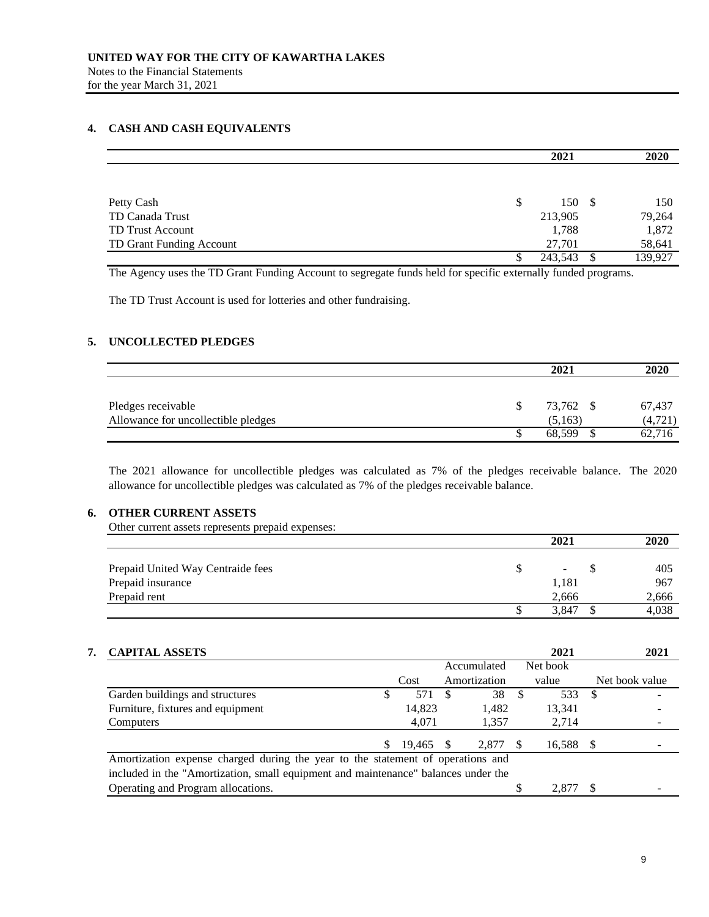**UNITED WAY FOR THE CITY OF KAWARTHA LAKES**
Notes to the Financial Statements
for the year March 31, 2021

## 4. CASH AND CASH EQUIVALENTS

| | 2021 | 2020 |
|---|---|---|
| Petty Cash | $ 150 | $ 150 |
| TD Canada Trust | 213,905 | 79,264 |
| TD Trust Account | 1,788 | 1,872 |
| TD Grant Funding Account | 27,701 | 58,641 |
| | $ 243,543 | $ 139,927 |

The Agency uses the TD Grant Funding Account to segregate funds held for specific externally funded programs.

The TD Trust Account is used for lotteries and other fundraising.

## 5. UNCOLLECTED PLEDGES

| | 2021 | 2020 |
|---|---|---|
| Pledges receivable | $ 73,762 | $ 67,437 |
| Allowance for uncollectible pledges | (5,163) | (4,721) |
| | $ 68,599 | $ 62,716 |

The 2021 allowance for uncollectible pledges was calculated as 7% of the pledges receivable balance. The 2020 allowance for uncollectible pledges was calculated as 7% of the pledges receivable balance.

## 6. OTHER CURRENT ASSETS

Other current assets represents prepaid expenses:

| | 2021 | 2020 |
|---|---|---|
| Prepaid United Way Centraide fees | $ - | $ 405 |
| Prepaid insurance | 1,181 | 967 |
| Prepaid rent | 2,666 | 2,666 |
| | $ 3,847 | $ 4,038 |

## 7. CAPITAL ASSETS

| | | | 2021 | 2021 |
|---|---|---|---|---|
| | Cost | Accumulated Amortization | Net book value | Net book value |
| Garden buildings and structures | $ 571 | $ 38 | $ 533 | $ - |
| Furniture, fixtures and equipment | 14,823 | 1,482 | 13,341 | - |
| Computers | 4,071 | 1,357 | 2,714 | - |
| | $ 19,465 | $ 2,877 | $ 16,588 | $ - |
| Amortization expense charged during the year to the statement of operations and included in the "Amortization, small equipment and maintenance" balances under the Operating and Program allocations. | | | $ 2,877 | $ - |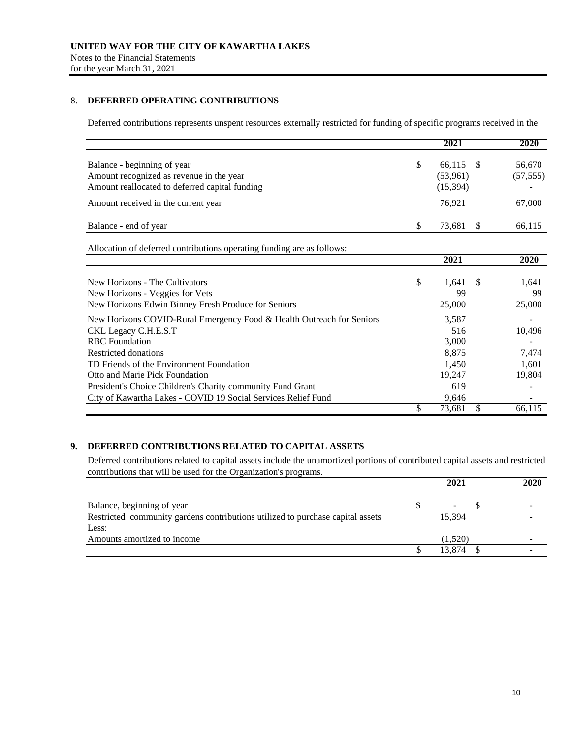**UNITED WAY FOR THE CITY OF KAWARTHA LAKES**
Notes to the Financial Statements
for the year March 31, 2021

## 8. DEFERRED OPERATING CONTRIBUTIONS

Deferred contributions represents unspent resources externally restricted for funding of specific programs received in the

| | 2021 | 2020 |
|---|---|---|
| Balance - beginning of year | $ 66,115 | $ 56,670 |
| Amount recognized as revenue in the year | (53,961) | (57,555) |
| Amount reallocated to deferred capital funding | (15,394) | - |
| Amount received in the current year | 76,921 | 67,000 |
| Balance - end of year | $ 73,681 | $ 66,115 |

Allocation of deferred contributions operating funding are as follows:

| | 2021 | 2020 |
|---|---|---|
| New Horizons - The Cultivators | $ 1,641 | $ 1,641 |
| New Horizons - Veggies for Vets | 99 | 99 |
| New Horizons Edwin Binney Fresh Produce for Seniors | 25,000 | 25,000 |
| New Horizons COVID-Rural Emergency Food & Health Outreach for Seniors | 3,587 | - |
| CKL Legacy C.H.E.S.T | 516 | 10,496 |
| RBC Foundation | 3,000 | - |
| Restricted donations | 8,875 | 7,474 |
| TD Friends of the Environment Foundation | 1,450 | 1,601 |
| Otto and Marie Pick Foundation | 19,247 | 19,804 |
| President's Choice Children's Charity community Fund Grant | 619 | - |
| City of Kawartha Lakes - COVID 19 Social Services Relief Fund | 9,646 | - |
| | $ 73,681 | $ 66,115 |

## 9. DEFERRED CONTRIBUTIONS RELATED TO CAPITAL ASSETS

Deferred contributions related to capital assets include the unamortized portions of contributed capital assets and restricted contributions that will be used for the Organization's programs.

| | 2021 | 2020 |
|---|---|---|
| Balance, beginning of year | $ - | $ - |
| Restricted community gardens contributions utilized to purchase capital assets | 15,394 | - |
| Less: | | |
| Amounts amortized to income | (1,520) | - |
| | $ 13,874 | $ - |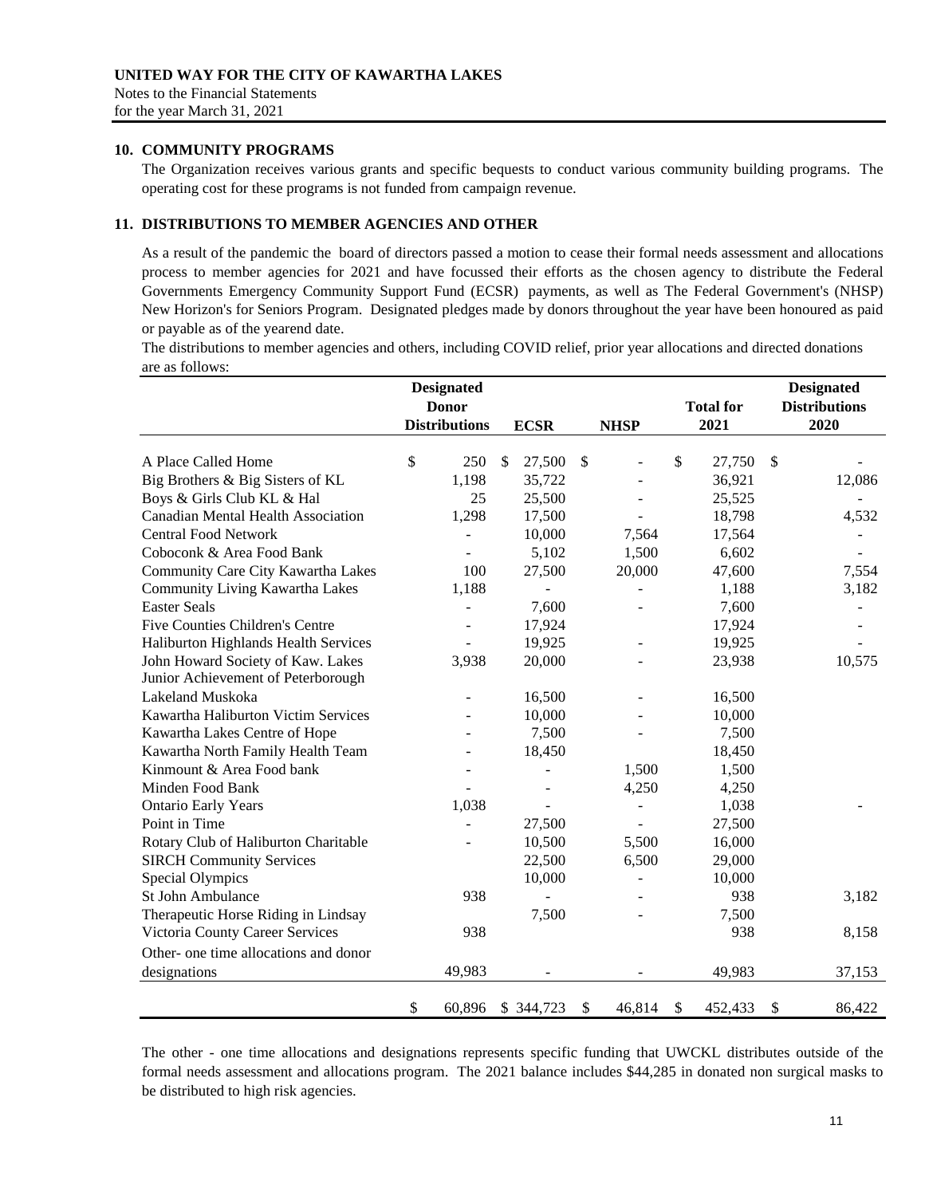**UNITED WAY FOR THE CITY OF KAWARTHA LAKES**
Notes to the Financial Statements
for the year March 31, 2021

## 10. COMMUNITY PROGRAMS

The Organization receives various grants and specific bequests to conduct various community building programs. The operating cost for these programs is not funded from campaign revenue.

## 11. DISTRIBUTIONS TO MEMBER AGENCIES AND OTHER

As a result of the pandemic the board of directors passed a motion to cease their formal needs assessment and allocations process to member agencies for 2021 and have focussed their efforts as the chosen agency to distribute the Federal Governments Emergency Community Support Fund (ECSR) payments, as well as The Federal Government's (NHSP) New Horizon's for Seniors Program. Designated pledges made by donors throughout the year have been honoured as paid or payable as of the yearend date.

The distributions to member agencies and others, including COVID relief, prior year allocations and directed donations are as follows:

| | Designated Donor Distributions | ECSR | NHSP | Total for 2021 | Designated Distributions 2020 |
|---|---|---|---|---|---|
| A Place Called Home | $ 250 | $ 27,500 | $ - | $ 27,750 | $ - |
| Big Brothers & Big Sisters of KL | 1,198 | 35,722 | - | 36,921 | 12,086 |
| Boys & Girls Club KL & Hal | 25 | 25,500 | - | 25,525 | - |
| Canadian Mental Health Association | 1,298 | 17,500 | - | 18,798 | 4,532 |
| Central Food Network | - | 10,000 | 7,564 | 17,564 | - |
| Coboconk & Area Food Bank | - | 5,102 | 1,500 | 6,602 | - |
| Community Care City Kawartha Lakes | 100 | 27,500 | 20,000 | 47,600 | 7,554 |
| Community Living Kawartha Lakes | 1,188 | - | - | 1,188 | 3,182 |
| Easter Seals | - | 7,600 | - | 7,600 | - |
| Five Counties Children's Centre | - | 17,924 | | 17,924 | - |
| Haliburton Highlands Health Services | - | 19,925 | - | 19,925 | - |
| John Howard Society of Kaw. Lakes | 3,938 | 20,000 | - | 23,938 | 10,575 |
| Junior Achievement of Peterborough Lakeland Muskoka | - | 16,500 | - | 16,500 | |
| Kawartha Haliburton Victim Services | - | 10,000 | - | 10,000 | |
| Kawartha Lakes Centre of Hope | - | 7,500 | - | 7,500 | |
| Kawartha North Family Health Team | - | 18,450 | | 18,450 | |
| Kinmount & Area Food bank | - | - | 1,500 | 1,500 | |
| Minden Food Bank | - | - | 4,250 | 4,250 | |
| Ontario Early Years | 1,038 | - | - | 1,038 | - |
| Point in Time | - | 27,500 | - | 27,500 | |
| Rotary Club of Haliburton Charitable | - | 10,500 | 5,500 | 16,000 | |
| SIRCH Community Services | | 22,500 | 6,500 | 29,000 | |
| Special Olympics | | 10,000 | - | 10,000 | |
| St John Ambulance | 938 | - | - | 938 | 3,182 |
| Therapeutic Horse Riding in Lindsay | | 7,500 | - | 7,500 | |
| Victoria County Career Services | 938 | | | 938 | 8,158 |
| Other- one time allocations and donor designations | 49,983 | - | - | 49,983 | 37,153 |
| | $ 60,896 | $ 344,723 | $ 46,814 | $ 452,433 | $ 86,422 |

The other - one time allocations and designations represents specific funding that UWCKL distributes outside of the formal needs assessment and allocations program. The 2021 balance includes $44,285 in donated non surgical masks to be distributed to high risk agencies.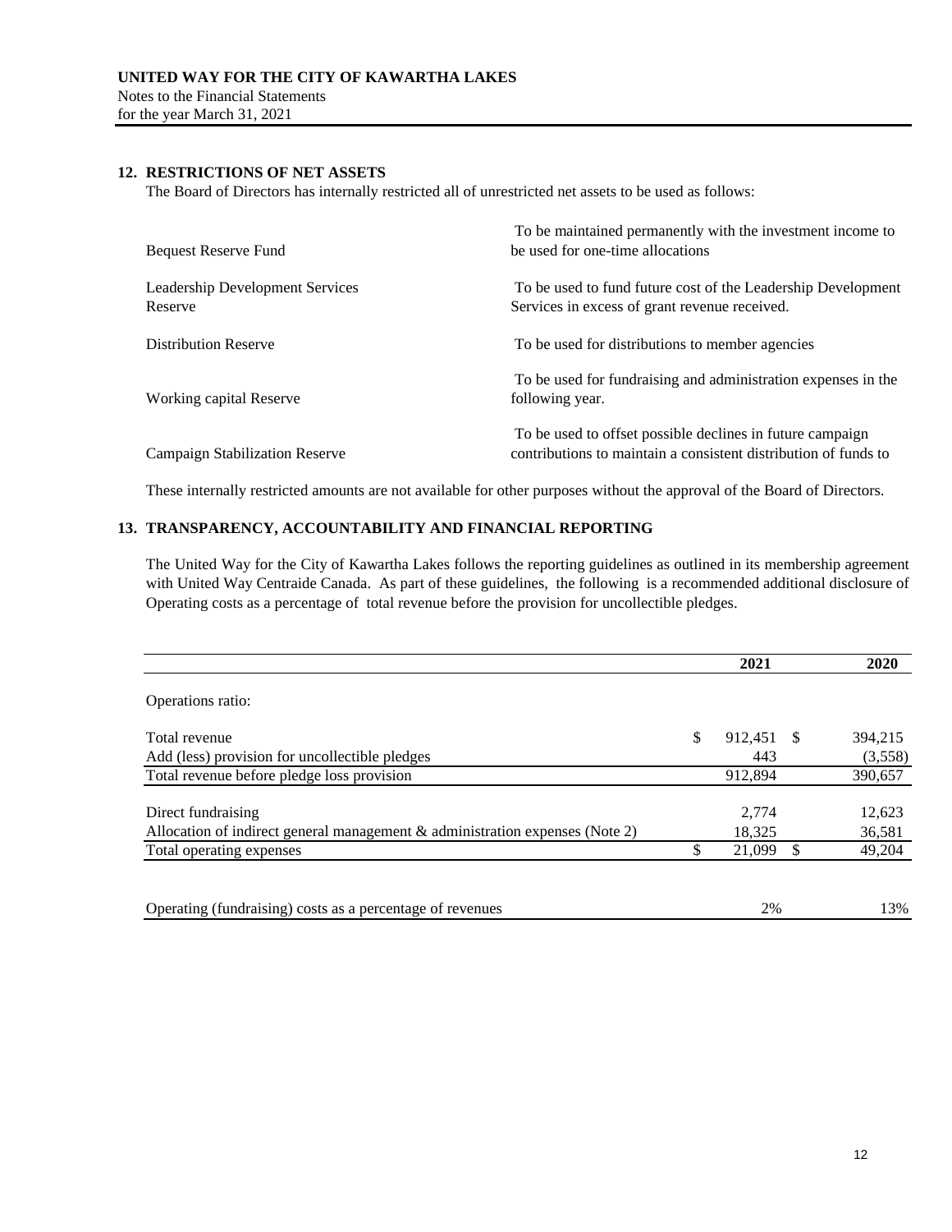**UNITED WAY FOR THE CITY OF KAWARTHA LAKES**
Notes to the Financial Statements
for the year March 31, 2021

## 12. RESTRICTIONS OF NET ASSETS

The Board of Directors has internally restricted all of unrestricted net assets to be used as follows:

| | |
|---|---|
| Bequest Reserve Fund | To be maintained permanently with the investment income to be used for one-time allocations |
| Leadership Development Services Reserve | To be used to fund future cost of the Leadership Development Services in excess of grant revenue received. |
| Distribution Reserve | To be used for distributions to member agencies |
| Working capital Reserve | To be used for fundraising and administration expenses in the following year. |
| Campaign Stabilization Reserve | To be used to offset possible declines in future campaign contributions to maintain a consistent distribution of funds to |

These internally restricted amounts are not available for other purposes without the approval of the Board of Directors.

## 13. TRANSPARENCY, ACCOUNTABILITY AND FINANCIAL REPORTING

The United Way for the City of Kawartha Lakes follows the reporting guidelines as outlined in its membership agreement with United Way Centraide Canada. As part of these guidelines, the following is a recommended additional disclosure of Operating costs as a percentage of total revenue before the provision for uncollectible pledges.

| | 2021 | 2020 |
|---|---|---|
| Operations ratio: | | |
| Total revenue | $ 912,451 | $ 394,215 |
| Add (less) provision for uncollectible pledges | 443 | (3,558) |
| Total revenue before pledge loss provision | 912,894 | 390,657 |
| Direct fundraising | 2,774 | 12,623 |
| Allocation of indirect general management & administration expenses (Note 2) | 18,325 | 36,581 |
| Total operating expenses | $ 21,099 | $ 49,204 |
| Operating (fundraising) costs as a percentage of revenues | 2% | 13% |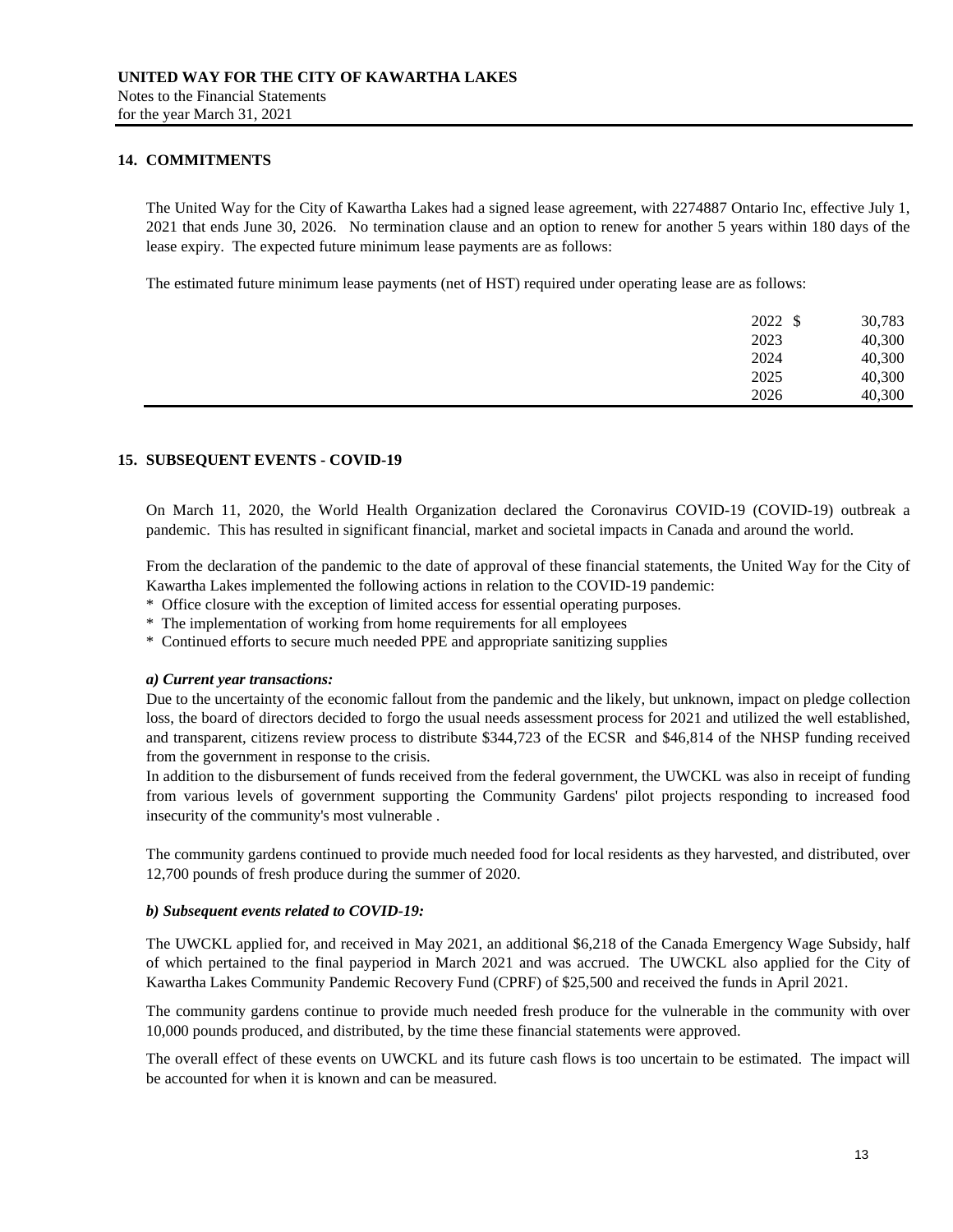**UNITED WAY FOR THE CITY OF KAWARTHA LAKES**
Notes to the Financial Statements
for the year March 31, 2021

## 14. COMMITMENTS

The United Way for the City of Kawartha Lakes had a signed lease agreement, with 2274887 Ontario Inc, effective July 1, 2021 that ends June 30, 2026. No termination clause and an option to renew for another 5 years within 180 days of the lease expiry. The expected future minimum lease payments are as follows:

The estimated future minimum lease payments (net of HST) required under operating lease are as follows:

| | |
|---|---|
| 2022 | $ 30,783 |
| 2023 | 40,300 |
| 2024 | 40,300 |
| 2025 | 40,300 |
| 2026 | 40,300 |

## 15. SUBSEQUENT EVENTS - COVID-19

On March 11, 2020, the World Health Organization declared the Coronavirus COVID-19 (COVID-19) outbreak a pandemic. This has resulted in significant financial, market and societal impacts in Canada and around the world.

From the declaration of the pandemic to the date of approval of these financial statements, the United Way for the City of Kawartha Lakes implemented the following actions in relation to the COVID-19 pandemic:

* Office closure with the exception of limited access for essential operating purposes.
* The implementation of working from home requirements for all employees
* Continued efforts to secure much needed PPE and appropriate sanitizing supplies

***a) Current year transactions:***

Due to the uncertainty of the economic fallout from the pandemic and the likely, but unknown, impact on pledge collection loss, the board of directors decided to forgo the usual needs assessment process for 2021 and utilized the well established, and transparent, citizens review process to distribute $344,723 of the ECSR and $46,814 of the NHSP funding received from the government in response to the crisis.

In addition to the disbursement of funds received from the federal government, the UWCKL was also in receipt of funding from various levels of government supporting the Community Gardens' pilot projects responding to increased food insecurity of the community's most vulnerable .

The community gardens continued to provide much needed food for local residents as they harvested, and distributed, over 12,700 pounds of fresh produce during the summer of 2020.

***b) Subsequent events related to COVID-19:***

The UWCKL applied for, and received in May 2021, an additional $6,218 of the Canada Emergency Wage Subsidy, half of which pertained to the final payperiod in March 2021 and was accrued. The UWCKL also applied for the City of Kawartha Lakes Community Pandemic Recovery Fund (CPRF) of $25,500 and received the funds in April 2021.

The community gardens continue to provide much needed fresh produce for the vulnerable in the community with over 10,000 pounds produced, and distributed, by the time these financial statements were approved.

The overall effect of these events on UWCKL and its future cash flows is too uncertain to be estimated. The impact will be accounted for when it is known and can be measured.